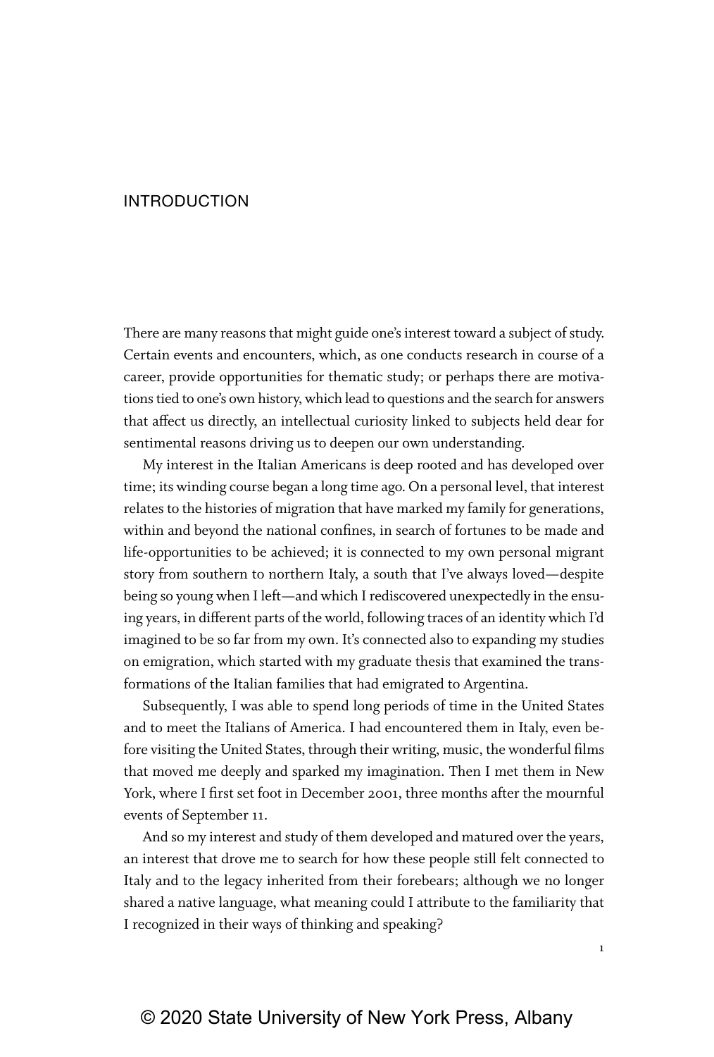# INTRODUCTION

There are many reasons that might guide one's interest toward a subject of study. Certain events and encounters, which, as one conducts research in course of a career, provide opportunities for thematic study; or perhaps there are motivations tied to one's own history, which lead to questions and the search for answers that affect us directly, an intellectual curiosity linked to subjects held dear for sentimental reasons driving us to deepen our own understanding.

My interest in the Italian Americans is deep rooted and has developed over time; its winding course began a long time ago. On a personal level, that interest relates to the histories of migration that have marked my family for generations, within and beyond the national confines, in search of fortunes to be made and life-opportunities to be achieved; it is connected to my own personal migrant story from southern to northern Italy, a south that I've always loved—despite being so young when I left—and which I rediscovered unexpectedly in the ensuing years, in different parts of the world, following traces of an identity which I'd imagined to be so far from my own. It's connected also to expanding my studies on emigration, which started with my graduate thesis that examined the transformations of the Italian families that had emigrated to Argentina.

Subsequently, I was able to spend long periods of time in the United States and to meet the Italians of America. I had encountered them in Italy, even before visiting the United States, through their writing, music, the wonderful films that moved me deeply and sparked my imagination. Then I met them in New York, where I first set foot in December 2001, three months after the mournful events of September 11.

And so my interest and study of them developed and matured over the years, an interest that drove me to search for how these people still felt connected to Italy and to the legacy inherited from their forebears; although we no longer shared a native language, what meaning could I attribute to the familiarity that I recognized in their ways of thinking and speaking?

© 2020 State University of New York Press, Albany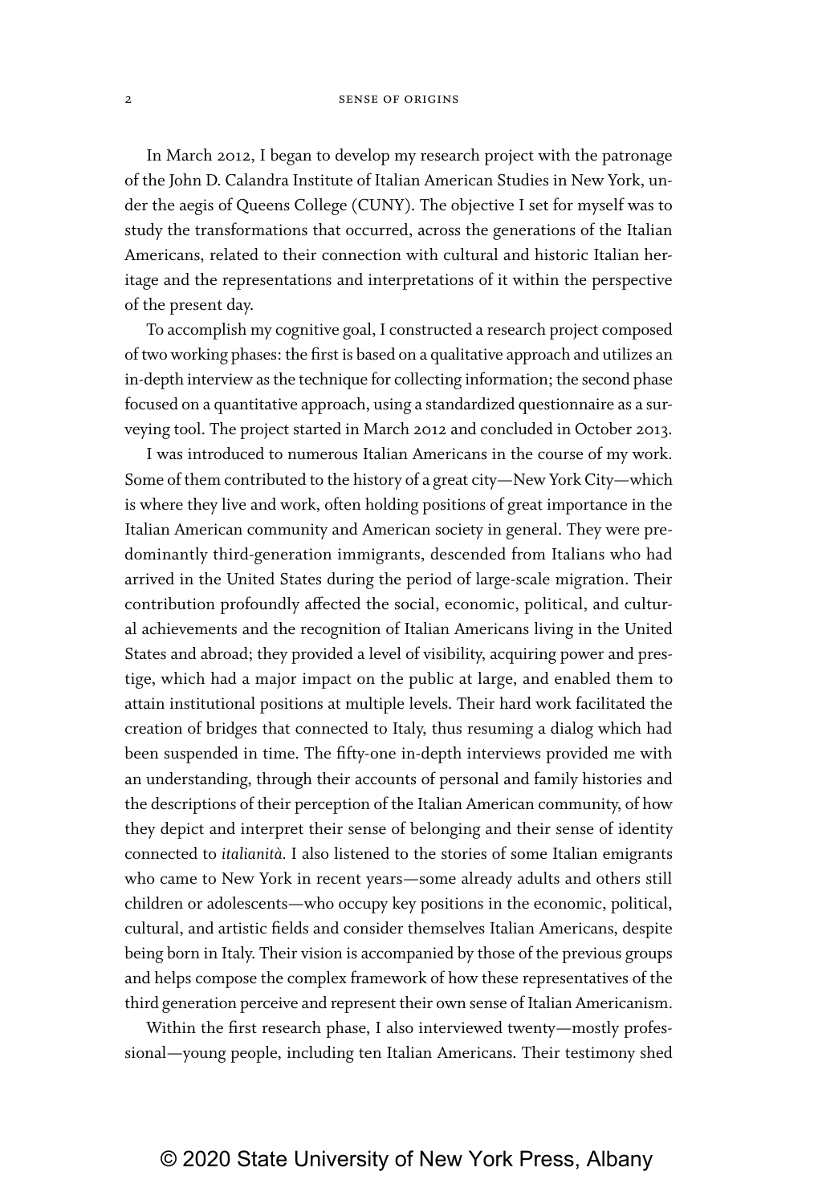In March 2012, I began to develop my research project with the patronage of the John D. Calandra Institute of Italian American Studies in New York, under the aegis of Queens College (CUNY). The objective I set for myself was to study the transformations that occurred, across the generations of the Italian Americans, related to their connection with cultural and historic Italian heritage and the representations and interpretations of it within the perspective of the present day.

To accomplish my cognitive goal, I constructed a research project composed of two working phases: the first is based on a qualitative approach and utilizes an in-depth interview as the technique for collecting information; the second phase focused on a quantitative approach, using a standardized questionnaire as a surveying tool. The project started in March 2012 and concluded in October 2013.

I was introduced to numerous Italian Americans in the course of my work. Some of them contributed to the history of a great city—New York City—which is where they live and work, often holding positions of great importance in the Italian American community and American society in general. They were predominantly third-generation immigrants, descended from Italians who had arrived in the United States during the period of large-scale migration. Their contribution profoundly affected the social, economic, political, and cultural achievements and the recognition of Italian Americans living in the United States and abroad; they provided a level of visibility, acquiring power and prestige, which had a major impact on the public at large, and enabled them to attain institutional positions at multiple levels. Their hard work facilitated the creation of bridges that connected to Italy, thus resuming a dialog which had been suspended in time. The fifty-one in-depth interviews provided me with an understanding, through their accounts of personal and family histories and the descriptions of their perception of the Italian American community, of how they depict and interpret their sense of belonging and their sense of identity connected to *italianità*. I also listened to the stories of some Italian emigrants who came to New York in recent years—some already adults and others still children or adolescents—who occupy key positions in the economic, political, cultural, and artistic fields and consider themselves Italian Americans, despite being born in Italy. Their vision is accompanied by those of the previous groups and helps compose the complex framework of how these representatives of the third generation perceive and represent their own sense of Italian Americanism.

Within the first research phase, I also interviewed twenty—mostly professional—young people, including ten Italian Americans. Their testimony shed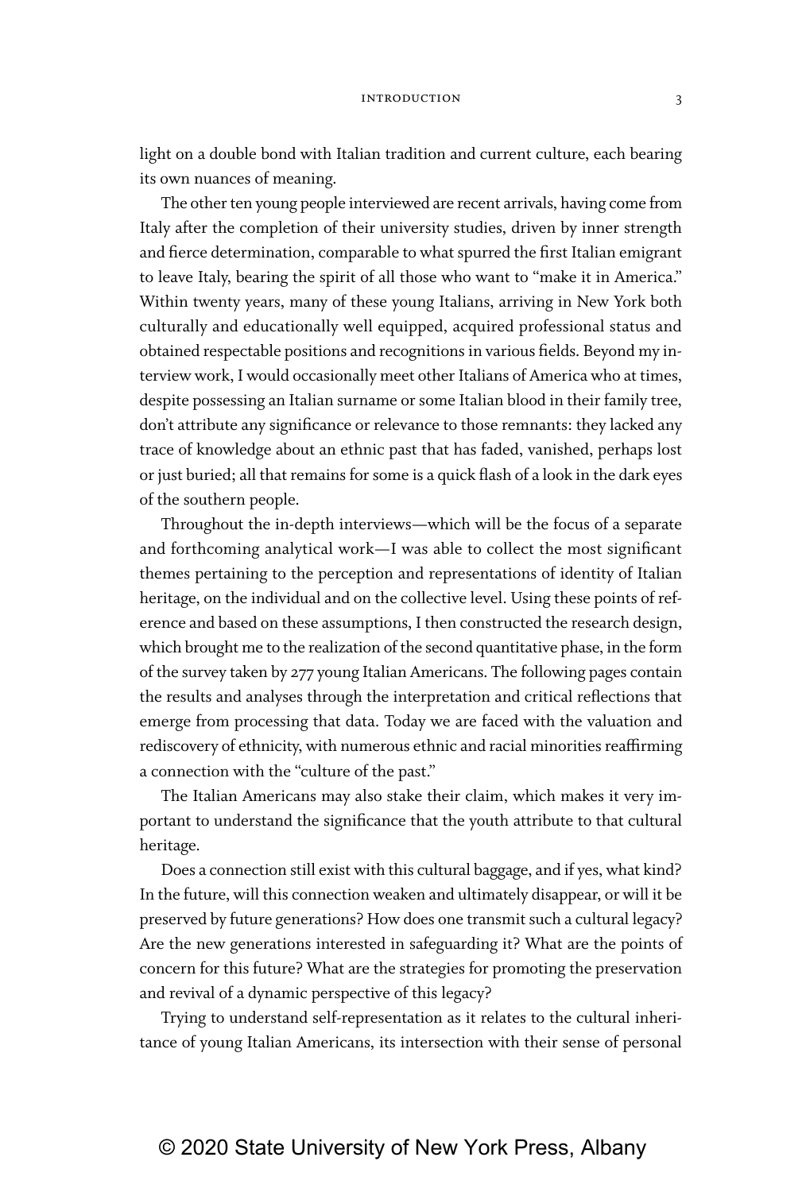light on a double bond with Italian tradition and current culture, each bearing its own nuances of meaning.

The other ten young people interviewed are recent arrivals, having come from Italy after the completion of their university studies, driven by inner strength and fierce determination, comparable to what spurred the first Italian emigrant to leave Italy, bearing the spirit of all those who want to "make it in America." Within twenty years, many of these young Italians, arriving in New York both culturally and educationally well equipped, acquired professional status and obtained respectable positions and recognitions in various fields. Beyond my interview work, I would occasionally meet other Italians of America who at times, despite possessing an Italian surname or some Italian blood in their family tree, don't attribute any significance or relevance to those remnants: they lacked any trace of knowledge about an ethnic past that has faded, vanished, perhaps lost or just buried; all that remains for some is a quick flash of a look in the dark eyes of the southern people.

Throughout the in-depth interviews—which will be the focus of a separate and forthcoming analytical work—I was able to collect the most significant themes pertaining to the perception and representations of identity of Italian heritage, on the individual and on the collective level. Using these points of reference and based on these assumptions, I then constructed the research design, which brought me to the realization of the second quantitative phase, in the form of the survey taken by 277 young Italian Americans. The following pages contain the results and analyses through the interpretation and critical reflections that emerge from processing that data. Today we are faced with the valuation and rediscovery of ethnicity, with numerous ethnic and racial minorities reaffirming a connection with the "culture of the past."

The Italian Americans may also stake their claim, which makes it very important to understand the significance that the youth attribute to that cultural heritage.

Does a connection still exist with this cultural baggage, and if yes, what kind? In the future, will this connection weaken and ultimately disappear, or will it be preserved by future generations? How does one transmit such a cultural legacy? Are the new generations interested in safeguarding it? What are the points of concern for this future? What are the strategies for promoting the preservation and revival of a dynamic perspective of this legacy?

Trying to understand self-representation as it relates to the cultural inheritance of young Italian Americans, its intersection with their sense of personal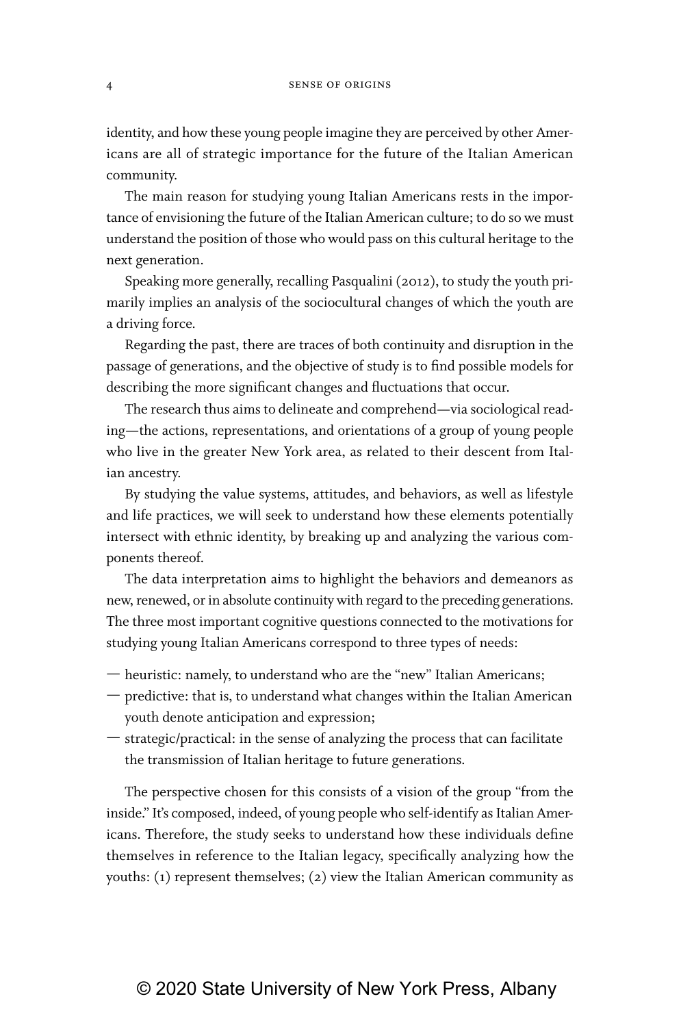identity, and how these young people imagine they are perceived by other Americans are all of strategic importance for the future of the Italian American community.

The main reason for studying young Italian Americans rests in the importance of envisioning the future of the Italian American culture; to do so we must understand the position of those who would pass on this cultural heritage to the next generation.

Speaking more generally, recalling Pasqualini (2012), to study the youth primarily implies an analysis of the sociocultural changes of which the youth are a driving force.

Regarding the past, there are traces of both continuity and disruption in the passage of generations, and the objective of study is to find possible models for describing the more significant changes and fluctuations that occur.

The research thus aims to delineate and comprehend—via sociological reading—the actions, representations, and orientations of a group of young people who live in the greater New York area, as related to their descent from Italian ancestry.

By studying the value systems, attitudes, and behaviors, as well as lifestyle and life practices, we will seek to understand how these elements potentially intersect with ethnic identity, by breaking up and analyzing the various components thereof.

The data interpretation aims to highlight the behaviors and demeanors as new, renewed, or in absolute continuity with regard to the preceding generations. The three most important cognitive questions connected to the motivations for studying young Italian Americans correspond to three types of needs:

- heuristic: namely, to understand who are the "new" Italian Americans;
- predictive: that is, to understand what changes within the Italian American youth denote anticipation and expression;
- strategic/practical: in the sense of analyzing the process that can facilitate the transmission of Italian heritage to future generations.

The perspective chosen for this consists of a vision of the group "from the inside." It's composed, indeed, of young people who self-identify as Italian Americans. Therefore, the study seeks to understand how these individuals define themselves in reference to the Italian legacy, specifically analyzing how the youths: (1) represent themselves; (2) view the Italian American community as

© 2020 State University of New York Press, Albany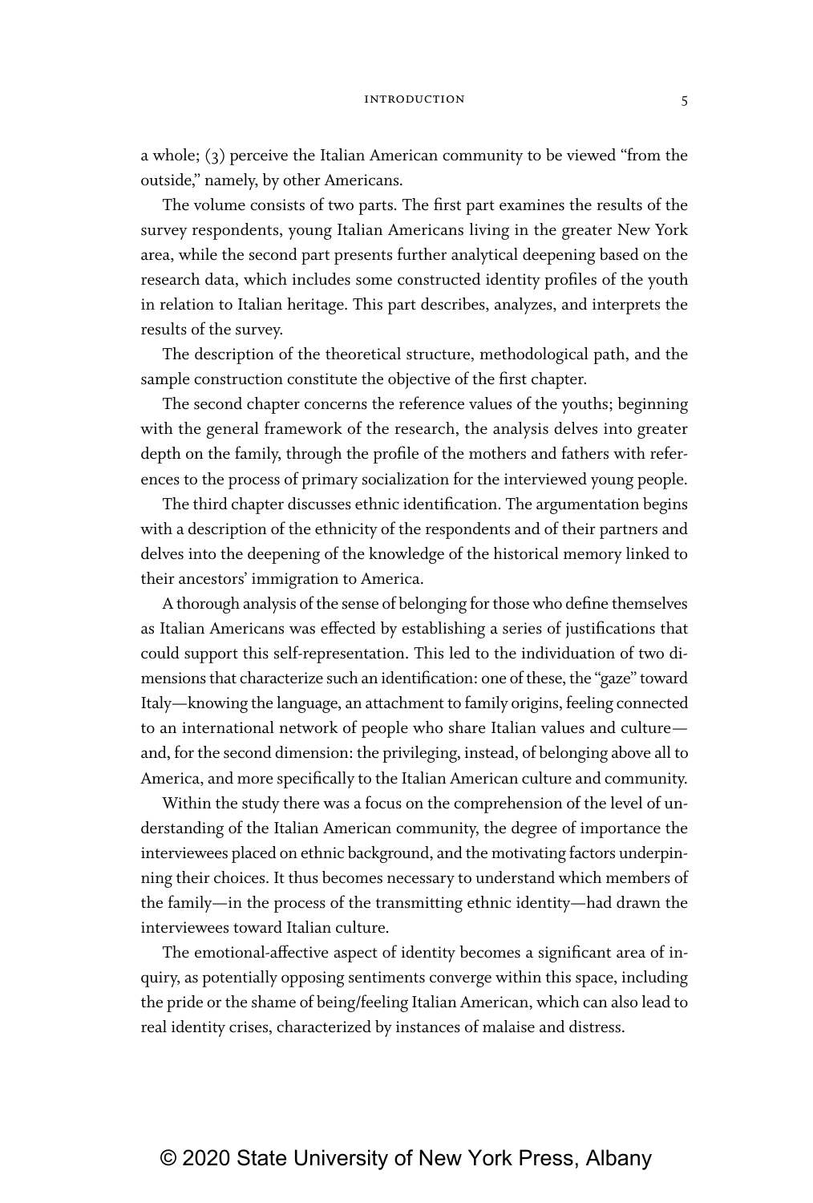a whole; (3) perceive the Italian American community to be viewed "from the outside," namely, by other Americans.

The volume consists of two parts. The first part examines the results of the survey respondents, young Italian Americans living in the greater New York area, while the second part presents further analytical deepening based on the research data, which includes some constructed identity profiles of the youth in relation to Italian heritage. This part describes, analyzes, and interprets the results of the survey.

The description of the theoretical structure, methodological path, and the sample construction constitute the objective of the first chapter.

The second chapter concerns the reference values of the youths; beginning with the general framework of the research, the analysis delves into greater depth on the family, through the profile of the mothers and fathers with references to the process of primary socialization for the interviewed young people.

The third chapter discusses ethnic identification. The argumentation begins with a description of the ethnicity of the respondents and of their partners and delves into the deepening of the knowledge of the historical memory linked to their ancestors' immigration to America.

A thorough analysis of the sense of belonging for those who define themselves as Italian Americans was effected by establishing a series of justifications that could support this self-representation. This led to the individuation of two dimensions that characterize such an identification: one of these, the "gaze" toward Italy—knowing the language, an attachment to family origins, feeling connected to an international network of people who share Italian values and culture—and, for the second dimension: the privileging, instead, of belonging above all to America, and more specifically to the Italian American culture and community.

Within the study there was a focus on the comprehension of the level of understanding of the Italian American community, the degree of importance the interviewees placed on ethnic background, and the motivating factors underpinning their choices. It thus becomes necessary to understand which members of the family—in the process of the transmitting ethnic identity—had drawn the interviewees toward Italian culture.

The emotional-affective aspect of identity becomes a significant area of inquiry, as potentially opposing sentiments converge within this space, including the pride or the shame of being/feeling Italian American, which can also lead to real identity crises, characterized by instances of malaise and distress.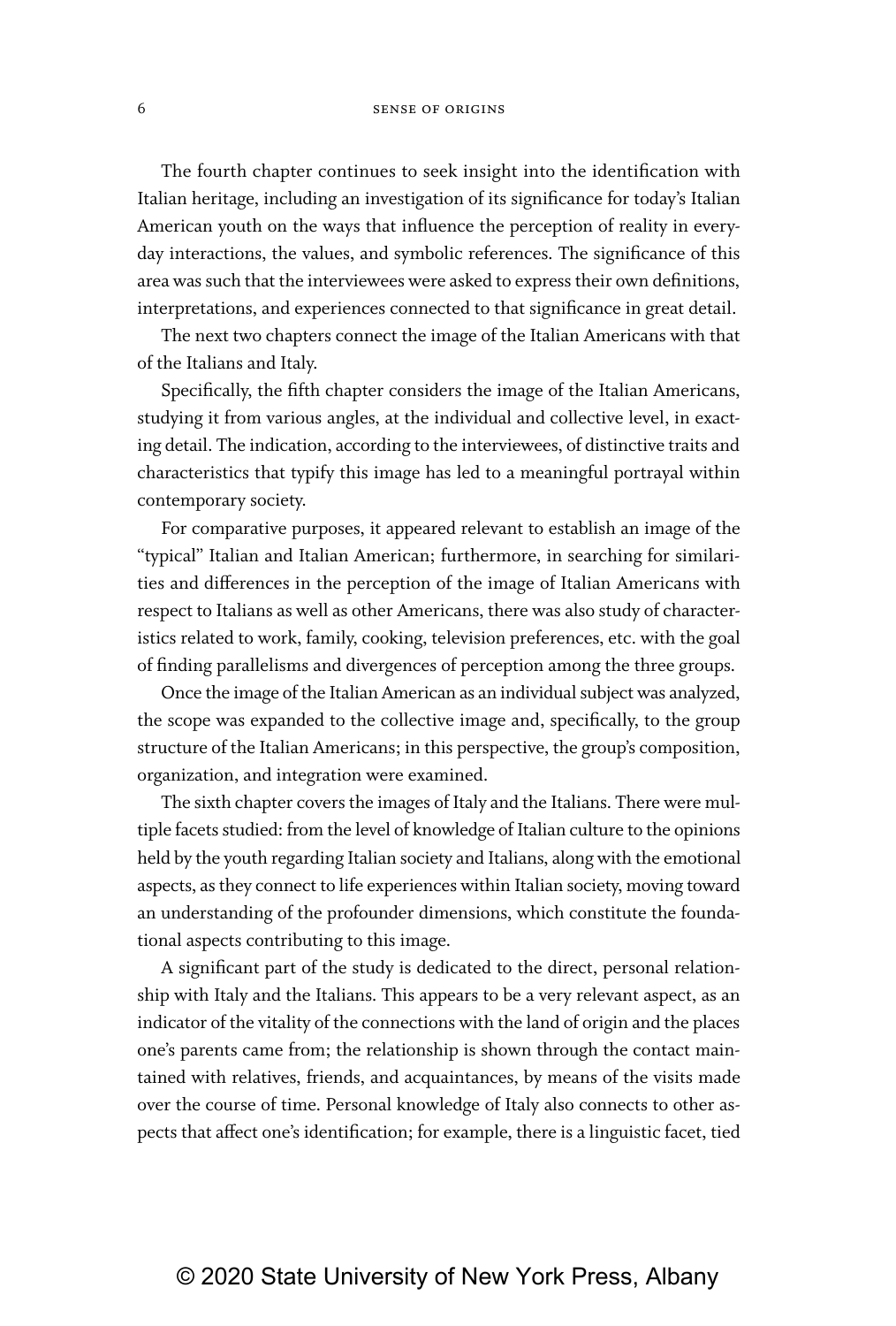The fourth chapter continues to seek insight into the identification with Italian heritage, including an investigation of its significance for today's Italian American youth on the ways that influence the perception of reality in everyday interactions, the values, and symbolic references. The significance of this area was such that the interviewees were asked to express their own definitions, interpretations, and experiences connected to that significance in great detail.

The next two chapters connect the image of the Italian Americans with that of the Italians and Italy.

Specifically, the fifth chapter considers the image of the Italian Americans, studying it from various angles, at the individual and collective level, in exacting detail. The indication, according to the interviewees, of distinctive traits and characteristics that typify this image has led to a meaningful portrayal within contemporary society.

For comparative purposes, it appeared relevant to establish an image of the "typical" Italian and Italian American; furthermore, in searching for similarities and differences in the perception of the image of Italian Americans with respect to Italians as well as other Americans, there was also study of characteristics related to work, family, cooking, television preferences, etc. with the goal of finding parallelisms and divergences of perception among the three groups.

Once the image of the Italian American as an individual subject was analyzed, the scope was expanded to the collective image and, specifically, to the group structure of the Italian Americans; in this perspective, the group's composition, organization, and integration were examined.

The sixth chapter covers the images of Italy and the Italians. There were multiple facets studied: from the level of knowledge of Italian culture to the opinions held by the youth regarding Italian society and Italians, along with the emotional aspects, as they connect to life experiences within Italian society, moving toward an understanding of the profounder dimensions, which constitute the foundational aspects contributing to this image.

A significant part of the study is dedicated to the direct, personal relationship with Italy and the Italians. This appears to be a very relevant aspect, as an indicator of the vitality of the connections with the land of origin and the places one's parents came from; the relationship is shown through the contact maintained with relatives, friends, and acquaintances, by means of the visits made over the course of time. Personal knowledge of Italy also connects to other aspects that affect one's identification; for example, there is a linguistic facet, tied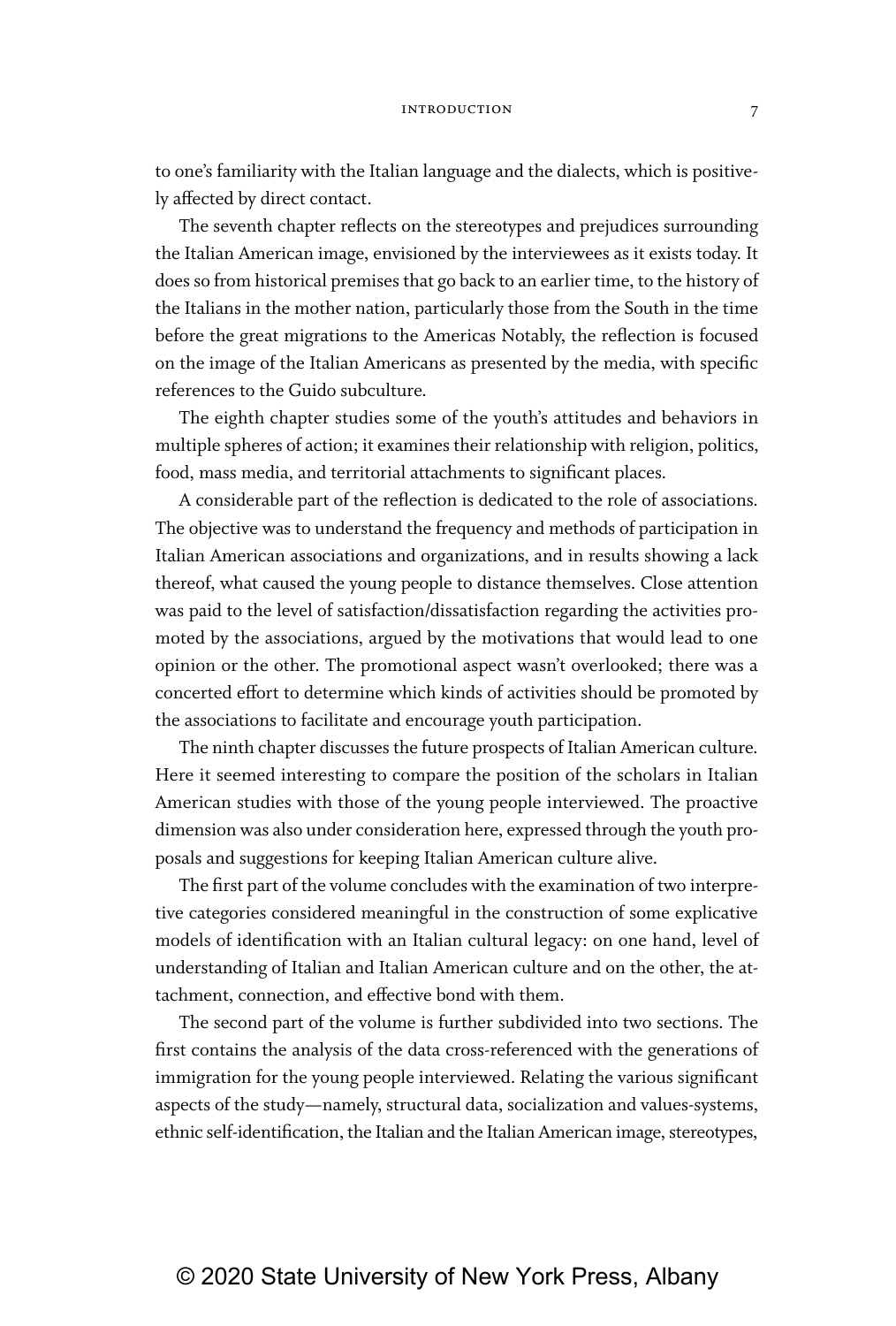to one's familiarity with the Italian language and the dialects, which is positively affected by direct contact.

The seventh chapter reflects on the stereotypes and prejudices surrounding the Italian American image, envisioned by the interviewees as it exists today. It does so from historical premises that go back to an earlier time, to the history of the Italians in the mother nation, particularly those from the South in the time before the great migrations to the Americas Notably, the reflection is focused on the image of the Italian Americans as presented by the media, with specific references to the Guido subculture.

The eighth chapter studies some of the youth's attitudes and behaviors in multiple spheres of action; it examines their relationship with religion, politics, food, mass media, and territorial attachments to significant places.

A considerable part of the reflection is dedicated to the role of associations. The objective was to understand the frequency and methods of participation in Italian American associations and organizations, and in results showing a lack thereof, what caused the young people to distance themselves. Close attention was paid to the level of satisfaction/dissatisfaction regarding the activities promoted by the associations, argued by the motivations that would lead to one opinion or the other. The promotional aspect wasn't overlooked; there was a concerted effort to determine which kinds of activities should be promoted by the associations to facilitate and encourage youth participation.

The ninth chapter discusses the future prospects of Italian American culture. Here it seemed interesting to compare the position of the scholars in Italian American studies with those of the young people interviewed. The proactive dimension was also under consideration here, expressed through the youth proposals and suggestions for keeping Italian American culture alive.

The first part of the volume concludes with the examination of two interpretive categories considered meaningful in the construction of some explicative models of identification with an Italian cultural legacy: on one hand, level of understanding of Italian and Italian American culture and on the other, the attachment, connection, and effective bond with them.

The second part of the volume is further subdivided into two sections. The first contains the analysis of the data cross-referenced with the generations of immigration for the young people interviewed. Relating the various significant aspects of the study—namely, structural data, socialization and values-systems, ethnic self-identification, the Italian and the Italian American image, stereotypes,

© 2020 State University of New York Press, Albany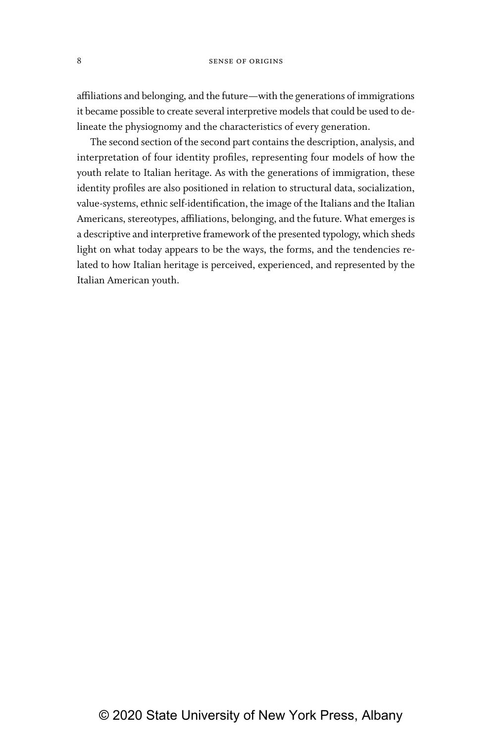affiliations and belonging, and the future—with the generations of immigrations it became possible to create several interpretive models that could be used to delineate the physiognomy and the characteristics of every generation.

The second section of the second part contains the description, analysis, and interpretation of four identity profiles, representing four models of how the youth relate to Italian heritage. As with the generations of immigration, these identity profiles are also positioned in relation to structural data, socialization, value-systems, ethnic self-identification, the image of the Italians and the Italian Americans, stereotypes, affiliations, belonging, and the future. What emerges is a descriptive and interpretive framework of the presented typology, which sheds light on what today appears to be the ways, the forms, and the tendencies related to how Italian heritage is perceived, experienced, and represented by the Italian American youth.

© 2020 State University of New York Press, Albany